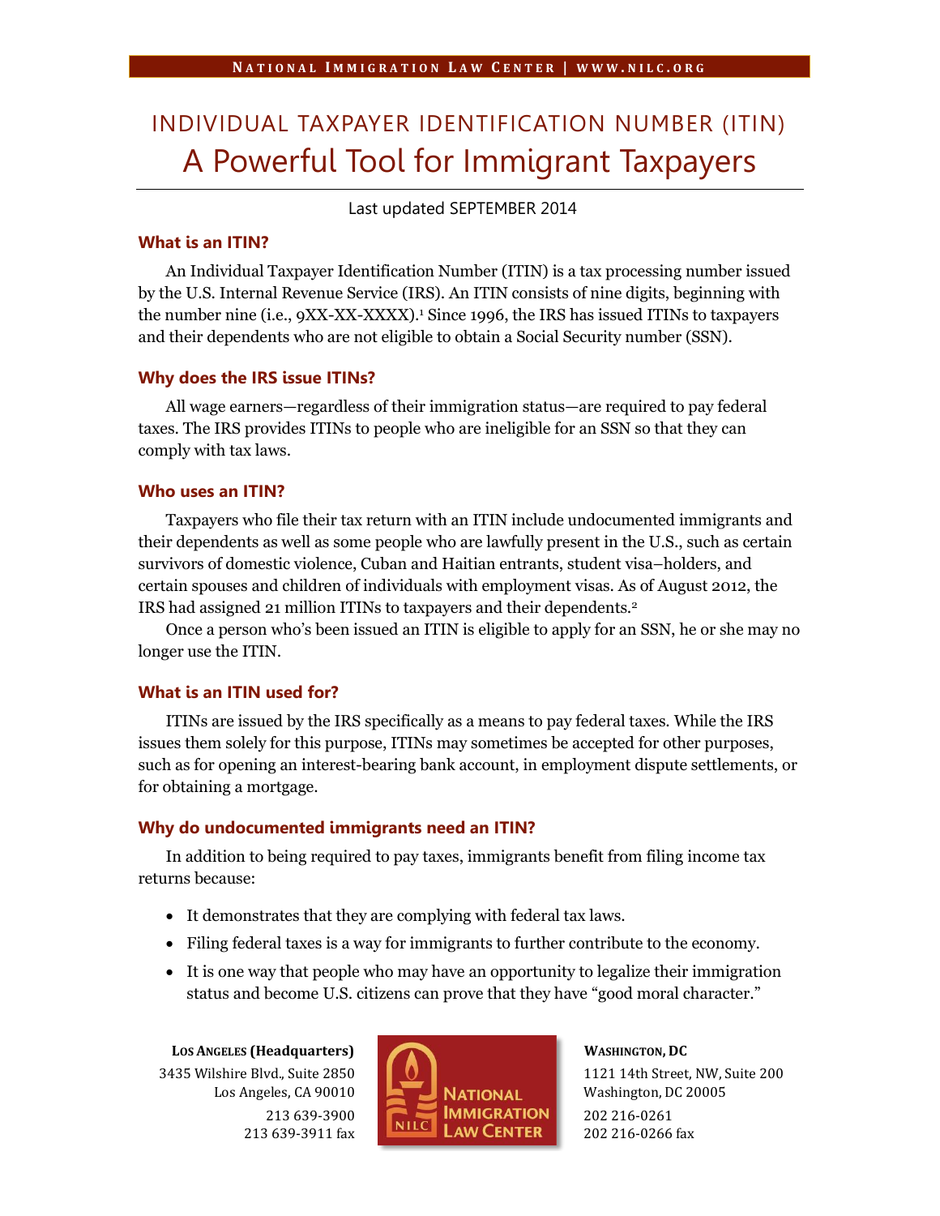# INDIVIDUAL TAXPAYER IDENTIFICATION NUMBER (ITIN)
# A Powerful Tool for Immigrant Taxpayers

Last updated SEPTEMBER 2014

### What is an ITIN?

An Individual Taxpayer Identification Number (ITIN) is a tax processing number issued by the U.S. Internal Revenue Service (IRS). An ITIN consists of nine digits, beginning with the number nine (i.e., 9XX-XX-XXXX).[1] Since 1996, the IRS has issued ITINs to taxpayers and their dependents who are not eligible to obtain a Social Security number (SSN).

### Why does the IRS issue ITINs?

All wage earners—regardless of their immigration status—are required to pay federal taxes. The IRS provides ITINs to people who are ineligible for an SSN so that they can comply with tax laws.

### Who uses an ITIN?

Taxpayers who file their tax return with an ITIN include undocumented immigrants and their dependents as well as some people who are lawfully present in the U.S., such as certain survivors of domestic violence, Cuban and Haitian entrants, student visa–holders, and certain spouses and children of individuals with employment visas. As of August 2012, the IRS had assigned 21 million ITINs to taxpayers and their dependents.[2]

Once a person who's been issued an ITIN is eligible to apply for an SSN, he or she may no longer use the ITIN.

### What is an ITIN used for?

ITINs are issued by the IRS specifically as a means to pay federal taxes. While the IRS issues them solely for this purpose, ITINs may sometimes be accepted for other purposes, such as for opening an interest-bearing bank account, in employment dispute settlements, or for obtaining a mortgage.

### Why do undocumented immigrants need an ITIN?

In addition to being required to pay taxes, immigrants benefit from filing income tax returns because:

- It demonstrates that they are complying with federal tax laws.
- Filing federal taxes is a way for immigrants to further contribute to the economy.
- It is one way that people who may have an opportunity to legalize their immigration status and become U.S. citizens can prove that they have "good moral character."

**LOS ANGELES (Headquarters)**
3435 Wilshire Blvd., Suite 2850
Los Angeles, CA 90010
213 639-3900
213 639-3911 fax

NATIONAL IMMIGRATION LAW CENTER

**WASHINGTON, DC**
1121 14th Street, NW, Suite 200
Washington, DC 20005
202 216-0261
202 216-0266 fax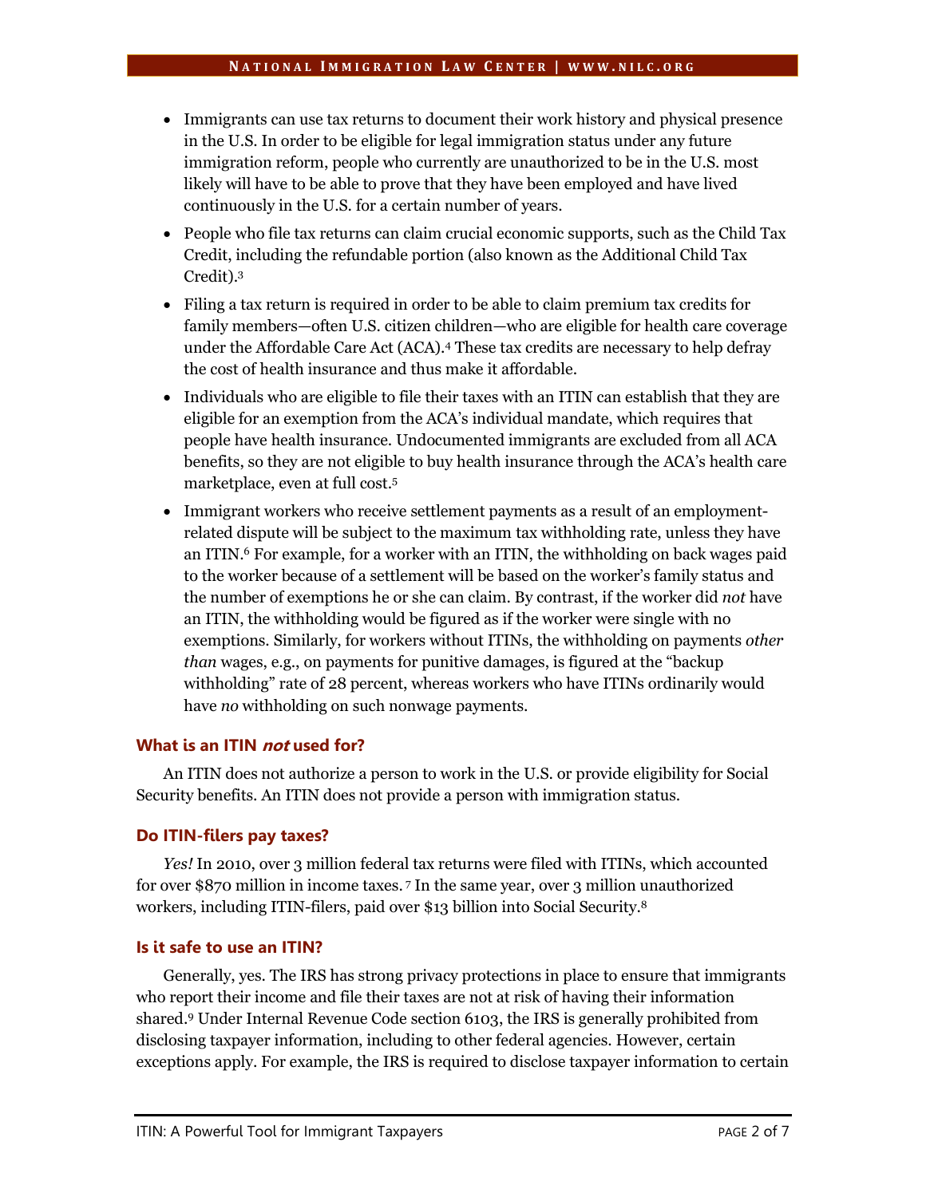- Immigrants can use tax returns to document their work history and physical presence in the U.S. In order to be eligible for legal immigration status under any future immigration reform, people who currently are unauthorized to be in the U.S. most likely will have to be able to prove that they have been employed and have lived continuously in the U.S. for a certain number of years.
- People who file tax returns can claim crucial economic supports, such as the Child Tax Credit, including the refundable portion (also known as the Additional Child Tax Credit).[3]
- Filing a tax return is required in order to be able to claim premium tax credits for family members—often U.S. citizen children—who are eligible for health care coverage under the Affordable Care Act (ACA).[4] These tax credits are necessary to help defray the cost of health insurance and thus make it affordable.
- Individuals who are eligible to file their taxes with an ITIN can establish that they are eligible for an exemption from the ACA's individual mandate, which requires that people have health insurance. Undocumented immigrants are excluded from all ACA benefits, so they are not eligible to buy health insurance through the ACA's health care marketplace, even at full cost.[5]
- Immigrant workers who receive settlement payments as a result of an employment-related dispute will be subject to the maximum tax withholding rate, unless they have an ITIN.[6] For example, for a worker with an ITIN, the withholding on back wages paid to the worker because of a settlement will be based on the worker's family status and the number of exemptions he or she can claim. By contrast, if the worker did *not* have an ITIN, the withholding would be figured as if the worker were single with no exemptions. Similarly, for workers without ITINs, the withholding on payments *other than* wages, e.g., on payments for punitive damages, is figured at the "backup withholding" rate of 28 percent, whereas workers who have ITINs ordinarily would have *no* withholding on such nonwage payments.

### What is an ITIN *not* used for?

An ITIN does not authorize a person to work in the U.S. or provide eligibility for Social Security benefits. An ITIN does not provide a person with immigration status.

### Do ITIN-filers pay taxes?

*Yes!* In 2010, over 3 million federal tax returns were filed with ITINs, which accounted for over $870 million in income taxes.[7] In the same year, over 3 million unauthorized workers, including ITIN-filers, paid over $13 billion into Social Security.[8]

### Is it safe to use an ITIN?

Generally, yes. The IRS has strong privacy protections in place to ensure that immigrants who report their income and file their taxes are not at risk of having their information shared.[9] Under Internal Revenue Code section 6103, the IRS is generally prohibited from disclosing taxpayer information, including to other federal agencies. However, certain exceptions apply. For example, the IRS is required to disclose taxpayer information to certain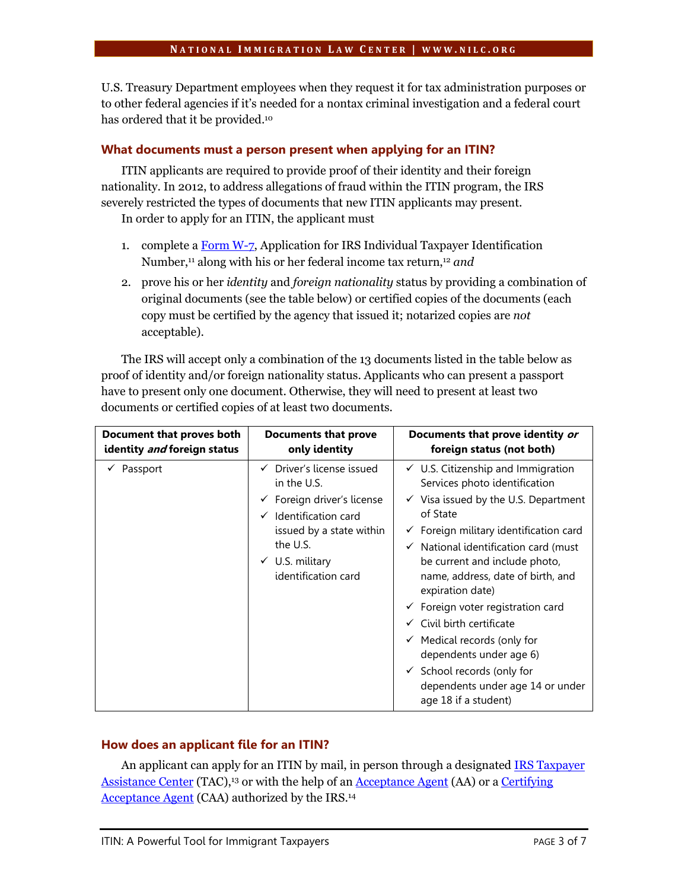U.S. Treasury Department employees when they request it for tax administration purposes or to other federal agencies if it's needed for a nontax criminal investigation and a federal court has ordered that it be provided.[10]

## What documents must a person present when applying for an ITIN?

ITIN applicants are required to provide proof of their identity and their foreign nationality. In 2012, to address allegations of fraud within the ITIN program, the IRS severely restricted the types of documents that new ITIN applicants may present.

In order to apply for an ITIN, the applicant must

1. complete a Form W-7, Application for IRS Individual Taxpayer Identification Number,[11] along with his or her federal income tax return,[12] *and*
2. prove his or her *identity* and *foreign nationality* status by providing a combination of original documents (see the table below) or certified copies of the documents (each copy must be certified by the agency that issued it; notarized copies are *not* acceptable).

The IRS will accept only a combination of the 13 documents listed in the table below as proof of identity and/or foreign nationality status. Applicants who can present a passport have to present only one document. Otherwise, they will need to present at least two documents or certified copies of at least two documents.

| Document that proves both identity *and* foreign status | Documents that prove only identity | Documents that prove identity *or* foreign status (not both) |
|---|---|---|
| ✓ Passport | ✓ Driver's license issued in the U.S.<br>✓ Foreign driver's license<br>✓ Identification card issued by a state within the U.S.<br>✓ U.S. military identification card | ✓ U.S. Citizenship and Immigration Services photo identification<br>✓ Visa issued by the U.S. Department of State<br>✓ Foreign military identification card<br>✓ National identification card (must be current and include photo, name, address, date of birth, and expiration date)<br>✓ Foreign voter registration card<br>✓ Civil birth certificate<br>✓ Medical records (only for dependents under age 6)<br>✓ School records (only for dependents under age 14 or under age 18 if a student) |

## How does an applicant file for an ITIN?

An applicant can apply for an ITIN by mail, in person through a designated IRS Taxpayer Assistance Center (TAC),[13] or with the help of an Acceptance Agent (AA) or a Certifying Acceptance Agent (CAA) authorized by the IRS.[14]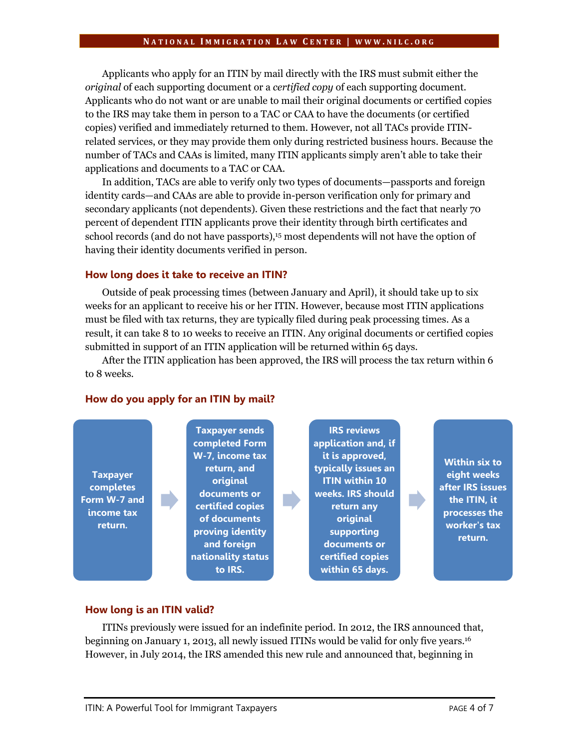Applicants who apply for an ITIN by mail directly with the IRS must submit either the *original* of each supporting document or a *certified copy* of each supporting document. Applicants who do not want or are unable to mail their original documents or certified copies to the IRS may take them in person to a TAC or CAA to have the documents (or certified copies) verified and immediately returned to them. However, not all TACs provide ITIN-related services, or they may provide them only during restricted business hours. Because the number of TACs and CAAs is limited, many ITIN applicants simply aren't able to take their applications and documents to a TAC or CAA.

In addition, TACs are able to verify only two types of documents—passports and foreign identity cards—and CAAs are able to provide in-person verification only for primary and secondary applicants (not dependents). Given these restrictions and the fact that nearly 70 percent of dependent ITIN applicants prove their identity through birth certificates and school records (and do not have passports),[15] most dependents will not have the option of having their identity documents verified in person.

### How long does it take to receive an ITIN?

Outside of peak processing times (between January and April), it should take up to six weeks for an applicant to receive his or her ITIN. However, because most ITIN applications must be filed with tax returns, they are typically filed during peak processing times. As a result, it can take 8 to 10 weeks to receive an ITIN. Any original documents or certified copies submitted in support of an ITIN application will be returned within 65 days.

After the ITIN application has been approved, the IRS will process the tax return within 6 to 8 weeks.

### How do you apply for an ITIN by mail?

**Taxpayer completes Form W-7 and income tax return.** → **Taxpayer sends completed Form W-7, income tax return, and original documents or certified copies of documents proving identity and foreign nationality status to IRS.** → **IRS reviews application and, if it is approved, typically issues an ITIN within 10 weeks. IRS should return any original supporting documents or certified copies within 65 days.** → **Within six to eight weeks after IRS issues the ITIN, it processes the worker's tax return.**

### How long is an ITIN valid?

ITINs previously were issued for an indefinite period. In 2012, the IRS announced that, beginning on January 1, 2013, all newly issued ITINs would be valid for only five years.[16] However, in July 2014, the IRS amended this new rule and announced that, beginning in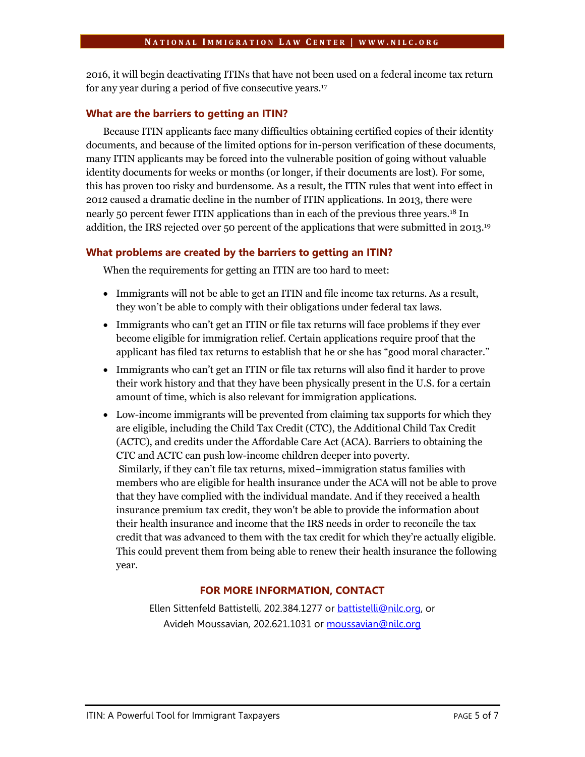2016, it will begin deactivating ITINs that have not been used on a federal income tax return for any year during a period of five consecutive years.[17]

### What are the barriers to getting an ITIN?

Because ITIN applicants face many difficulties obtaining certified copies of their identity documents, and because of the limited options for in-person verification of these documents, many ITIN applicants may be forced into the vulnerable position of going without valuable identity documents for weeks or months (or longer, if their documents are lost). For some, this has proven too risky and burdensome. As a result, the ITIN rules that went into effect in 2012 caused a dramatic decline in the number of ITIN applications. In 2013, there were nearly 50 percent fewer ITIN applications than in each of the previous three years.[18] In addition, the IRS rejected over 50 percent of the applications that were submitted in 2013.[19]

### What problems are created by the barriers to getting an ITIN?

When the requirements for getting an ITIN are too hard to meet:

- Immigrants will not be able to get an ITIN and file income tax returns. As a result, they won't be able to comply with their obligations under federal tax laws.
- Immigrants who can't get an ITIN or file tax returns will face problems if they ever become eligible for immigration relief. Certain applications require proof that the applicant has filed tax returns to establish that he or she has "good moral character."
- Immigrants who can't get an ITIN or file tax returns will also find it harder to prove their work history and that they have been physically present in the U.S. for a certain amount of time, which is also relevant for immigration applications.
- Low-income immigrants will be prevented from claiming tax supports for which they are eligible, including the Child Tax Credit (CTC), the Additional Child Tax Credit (ACTC), and credits under the Affordable Care Act (ACA). Barriers to obtaining the CTC and ACTC can push low-income children deeper into poverty.
  Similarly, if they can't file tax returns, mixed–immigration status families with members who are eligible for health insurance under the ACA will not be able to prove that they have complied with the individual mandate. And if they received a health insurance premium tax credit, they won't be able to provide the information about their health insurance and income that the IRS needs in order to reconcile the tax credit that was advanced to them with the tax credit for which they're actually eligible. This could prevent them from being able to renew their health insurance the following year.

**FOR MORE INFORMATION, CONTACT**

Ellen Sittenfeld Battistelli, 202.384.1277 or battistelli@nilc.org, or
Avideh Moussavian, 202.621.1031 or moussavian@nilc.org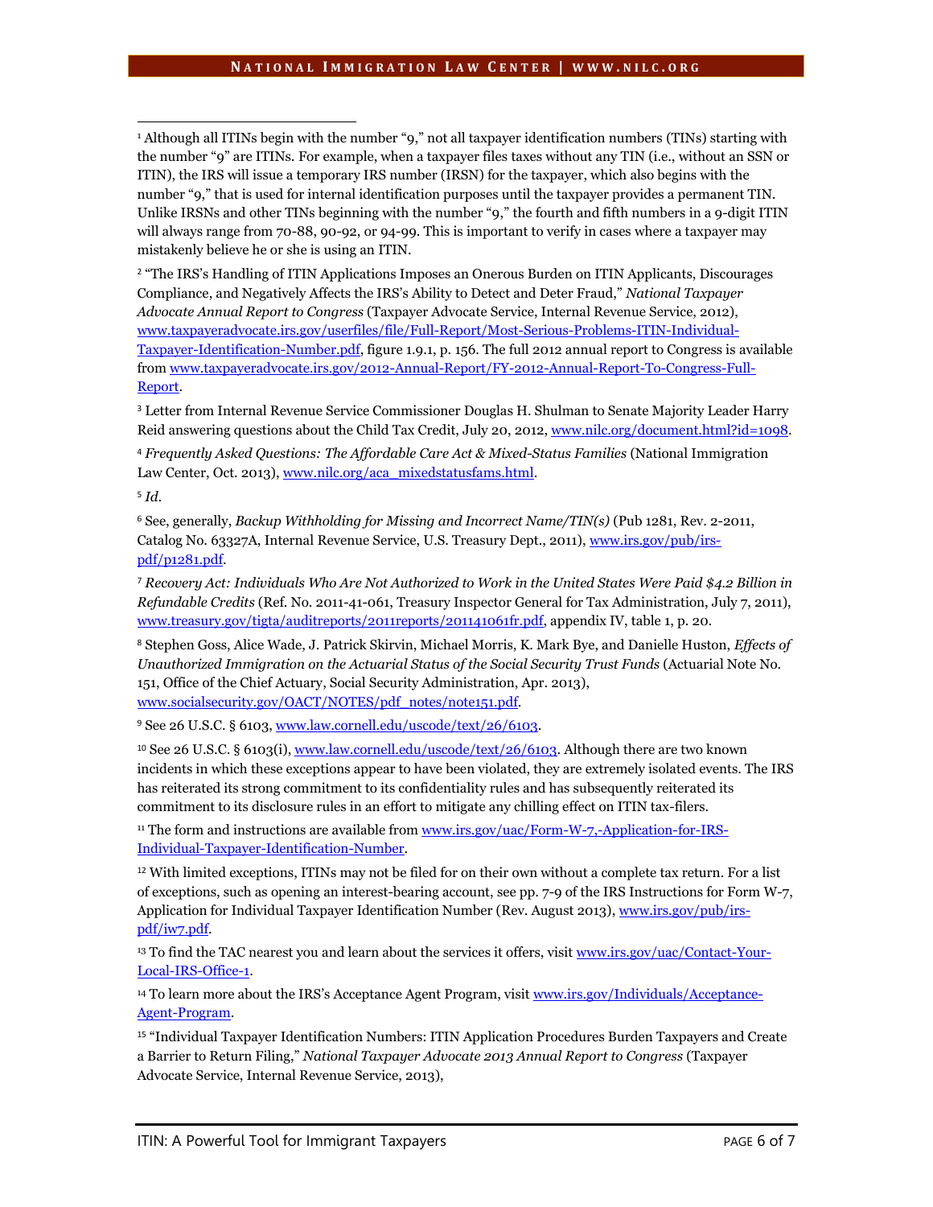[1] Although all ITINs begin with the number "9," not all taxpayer identification numbers (TINs) starting with the number "9" are ITINs. For example, when a taxpayer files taxes without any TIN (i.e., without an SSN or ITIN), the IRS will issue a temporary IRS number (IRSN) for the taxpayer, which also begins with the number "9," that is used for internal identification purposes until the taxpayer provides a permanent TIN. Unlike IRSNs and other TINs beginning with the number "9," the fourth and fifth numbers in a 9-digit ITIN will always range from 70-88, 90-92, or 94-99. This is important to verify in cases where a taxpayer may mistakenly believe he or she is using an ITIN.

[2] "The IRS's Handling of ITIN Applications Imposes an Onerous Burden on ITIN Applicants, Discourages Compliance, and Negatively Affects the IRS's Ability to Detect and Deter Fraud," *National Taxpayer Advocate Annual Report to Congress* (Taxpayer Advocate Service, Internal Revenue Service, 2012), www.taxpayeradvocate.irs.gov/userfiles/file/Full-Report/Most-Serious-Problems-ITIN-Individual-Taxpayer-Identification-Number.pdf, figure 1.9.1, p. 156. The full 2012 annual report to Congress is available from www.taxpayeradvocate.irs.gov/2012-Annual-Report/FY-2012-Annual-Report-To-Congress-Full-Report.

[3] Letter from Internal Revenue Service Commissioner Douglas H. Shulman to Senate Majority Leader Harry Reid answering questions about the Child Tax Credit, July 20, 2012, www.nilc.org/document.html?id=1098.

[4] *Frequently Asked Questions: The Affordable Care Act & Mixed-Status Families* (National Immigration Law Center, Oct. 2013), www.nilc.org/aca_mixedstatusfams.html.

[5] *Id.*

[6] See, generally, *Backup Withholding for Missing and Incorrect Name/TIN(s)* (Pub 1281, Rev. 2-2011, Catalog No. 63327A, Internal Revenue Service, U.S. Treasury Dept., 2011), www.irs.gov/pub/irs-pdf/p1281.pdf.

[7] *Recovery Act: Individuals Who Are Not Authorized to Work in the United States Were Paid $4.2 Billion in Refundable Credits* (Ref. No. 2011-41-061, Treasury Inspector General for Tax Administration, July 7, 2011), www.treasury.gov/tigta/auditreports/2011reports/201141061fr.pdf, appendix IV, table 1, p. 20.

[8] Stephen Goss, Alice Wade, J. Patrick Skirvin, Michael Morris, K. Mark Bye, and Danielle Huston, *Effects of Unauthorized Immigration on the Actuarial Status of the Social Security Trust Funds* (Actuarial Note No. 151, Office of the Chief Actuary, Social Security Administration, Apr. 2013), www.socialsecurity.gov/OACT/NOTES/pdf_notes/note151.pdf.

[9] See 26 U.S.C. § 6103, www.law.cornell.edu/uscode/text/26/6103.

[10] See 26 U.S.C. § 6103(i), www.law.cornell.edu/uscode/text/26/6103. Although there are two known incidents in which these exceptions appear to have been violated, they are extremely isolated events. The IRS has reiterated its strong commitment to its confidentiality rules and has subsequently reiterated its commitment to its disclosure rules in an effort to mitigate any chilling effect on ITIN tax-filers.

[11] The form and instructions are available from www.irs.gov/uac/Form-W-7,-Application-for-IRS-Individual-Taxpayer-Identification-Number.

[12] With limited exceptions, ITINs may not be filed for on their own without a complete tax return. For a list of exceptions, such as opening an interest-bearing account, see pp. 7-9 of the IRS Instructions for Form W-7, Application for Individual Taxpayer Identification Number (Rev. August 2013), www.irs.gov/pub/irs-pdf/iw7.pdf.

[13] To find the TAC nearest you and learn about the services it offers, visit www.irs.gov/uac/Contact-Your-Local-IRS-Office-1.

[14] To learn more about the IRS's Acceptance Agent Program, visit www.irs.gov/Individuals/Acceptance-Agent-Program.

[15] "Individual Taxpayer Identification Numbers: ITIN Application Procedures Burden Taxpayers and Create a Barrier to Return Filing," *National Taxpayer Advocate 2013 Annual Report to Congress* (Taxpayer Advocate Service, Internal Revenue Service, 2013),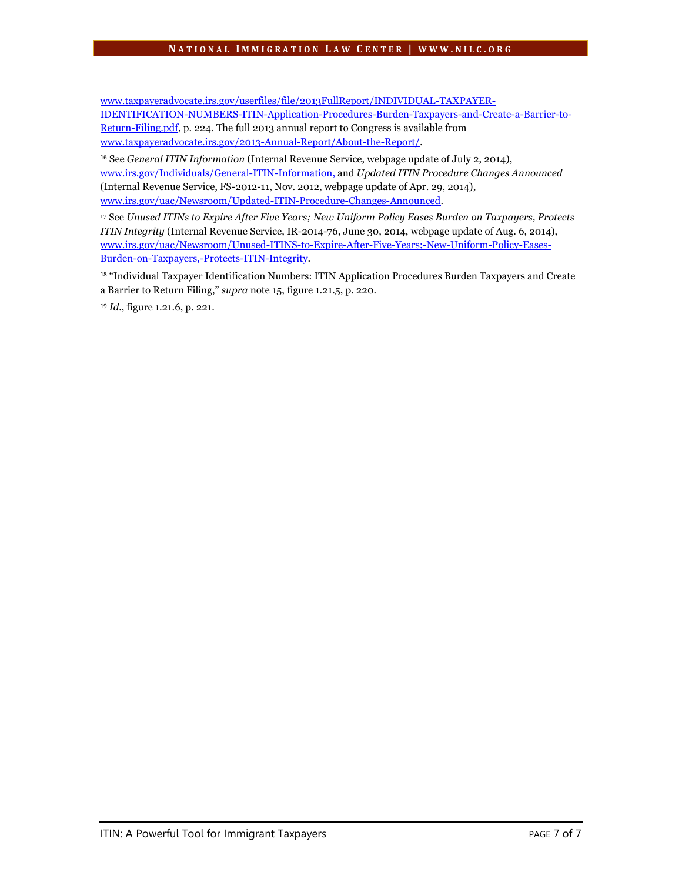www.taxpayeradvocate.irs.gov/userfiles/file/2013FullReport/INDIVIDUAL-TAXPAYER-IDENTIFICATION-NUMBERS-ITIN-Application-Procedures-Burden-Taxpayers-and-Create-a-Barrier-to-Return-Filing.pdf, p. 224. The full 2013 annual report to Congress is available from www.taxpayeradvocate.irs.gov/2013-Annual-Report/About-the-Report/.

[16] See *General ITIN Information* (Internal Revenue Service, webpage update of July 2, 2014), www.irs.gov/Individuals/General-ITIN-Information, and *Updated ITIN Procedure Changes Announced* (Internal Revenue Service, FS-2012-11, Nov. 2012, webpage update of Apr. 29, 2014), www.irs.gov/uac/Newsroom/Updated-ITIN-Procedure-Changes-Announced.

[17] See *Unused ITINs to Expire After Five Years; New Uniform Policy Eases Burden on Taxpayers, Protects ITIN Integrity* (Internal Revenue Service, IR-2014-76, June 30, 2014, webpage update of Aug. 6, 2014), www.irs.gov/uac/Newsroom/Unused-ITINS-to-Expire-After-Five-Years;-New-Uniform-Policy-Eases-Burden-on-Taxpayers,-Protects-ITIN-Integrity.

[18] "Individual Taxpayer Identification Numbers: ITIN Application Procedures Burden Taxpayers and Create a Barrier to Return Filing," *supra* note 15, figure 1.21.5, p. 220.

[19] *Id.*, figure 1.21.6, p. 221.